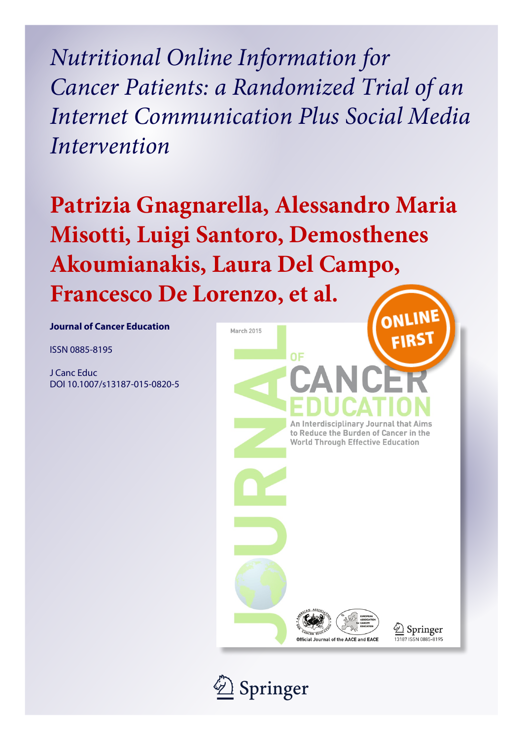# *Nutritional Online Information for Cancer Patients: a Randomized Trial of an Internet Communication Plus Social Media Intervention*

## Patrizia Gnagnarella, Alessandro Maria Misotti, Luigi Santoro, Demosthenes Akoumianakis, Laura Del Campo, Francesco De Lorenzo, et al.

**Journal of Cancer Education**

ISSN 0885-8195

J Canc Educ
DOI 10.1007/s13187-015-0820-5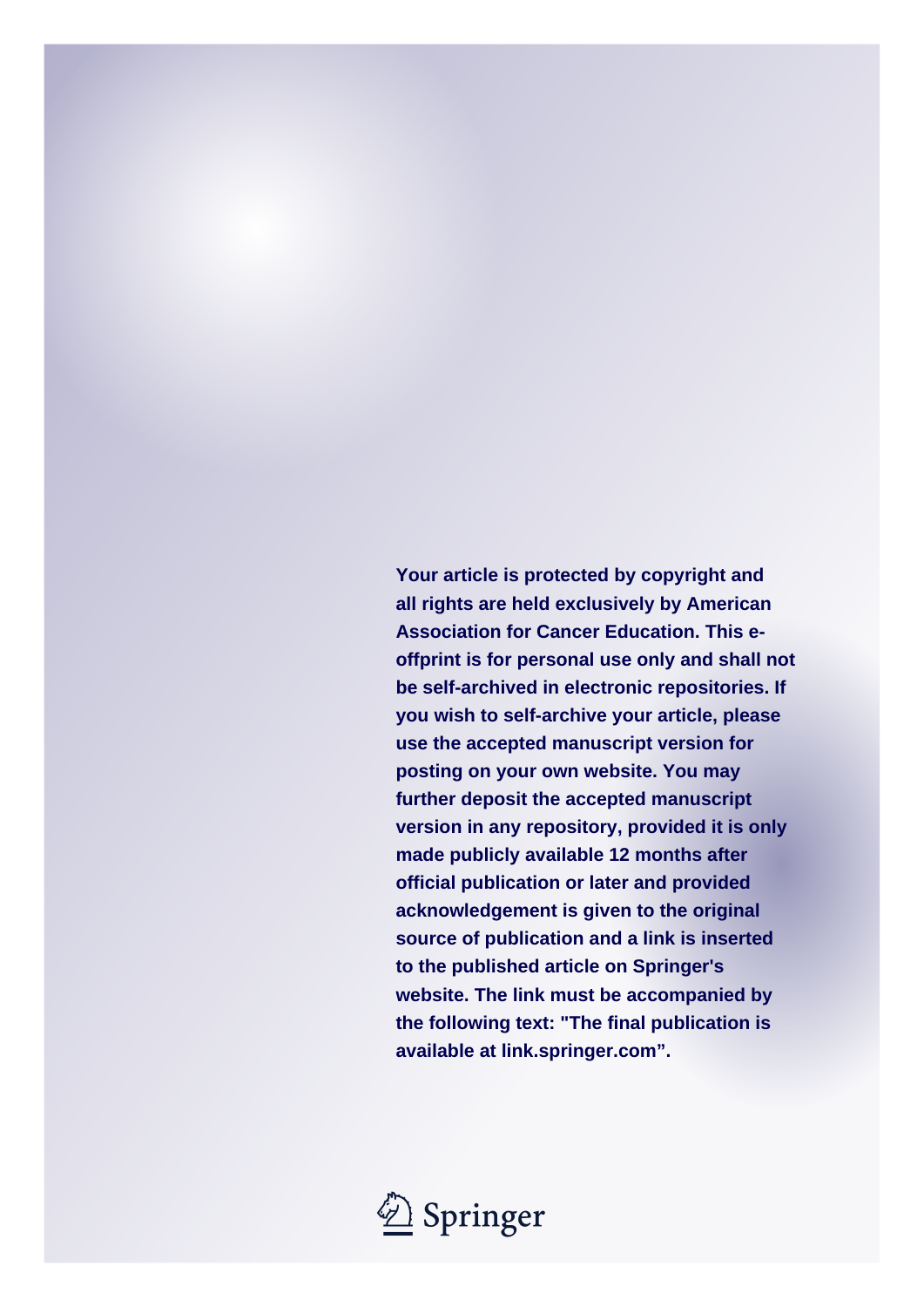**Your article is protected by copyright and all rights are held exclusively by American Association for Cancer Education. This e-offprint is for personal use only and shall not be self-archived in electronic repositories. If you wish to self-archive your article, please use the accepted manuscript version for posting on your own website. You may further deposit the accepted manuscript version in any repository, provided it is only made publicly available 12 months after official publication or later and provided acknowledgement is given to the original source of publication and a link is inserted to the published article on Springer's website. The link must be accompanied by the following text: "The final publication is available at link.springer.com".**

Springer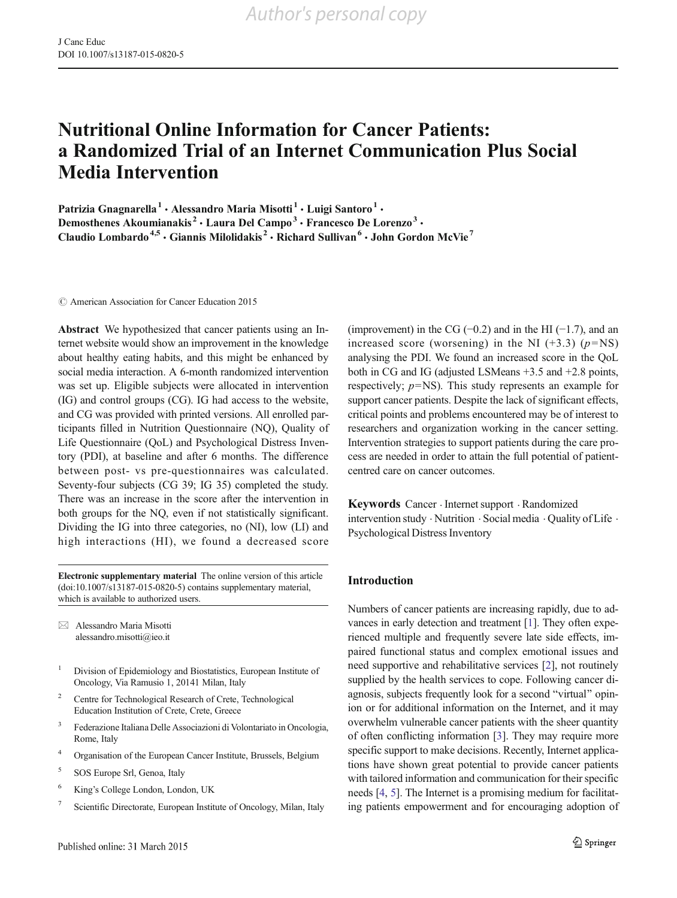# Nutritional Online Information for Cancer Patients: a Randomized Trial of an Internet Communication Plus Social Media Intervention

**Patrizia Gnagnarella[1] · Alessandro Maria Misotti[1] · Luigi Santoro[1] · Demosthenes Akoumianakis[2] · Laura Del Campo[3] · Francesco De Lorenzo[3] · Claudio Lombardo[4,5] · Giannis Milolidakis[2] · Richard Sullivan[6] · John Gordon McVie[7]**

© American Association for Cancer Education 2015

**Abstract** We hypothesized that cancer patients using an Internet website would show an improvement in the knowledge about healthy eating habits, and this might be enhanced by social media interaction. A 6-month randomized intervention was set up. Eligible subjects were allocated in intervention (IG) and control groups (CG). IG had access to the website, and CG was provided with printed versions. All enrolled participants filled in Nutrition Questionnaire (NQ), Quality of Life Questionnaire (QoL) and Psychological Distress Inventory (PDI), at baseline and after 6 months. The difference between post- vs pre-questionnaires was calculated. Seventy-four subjects (CG 39; IG 35) completed the study. There was an increase in the score after the intervention in both groups for the NQ, even if not statistically significant. Dividing the IG into three categories, no (NI), low (LI) and high interactions (HI), we found a decreased score (improvement) in the CG (−0.2) and in the HI (−1.7), and an increased score (worsening) in the NI (+3.3) ($p$=NS) analysing the PDI. We found an increased score in the QoL both in CG and IG (adjusted LSMeans +3.5 and +2.8 points, respectively; $p$=NS). This study represents an example for support cancer patients. Despite the lack of significant effects, critical points and problems encountered may be of interest to researchers and organization working in the cancer setting. Intervention strategies to support patients during the care process are needed in order to attain the full potential of patient-centred care on cancer outcomes.

**Keywords** Cancer · Internet support · Randomized intervention study · Nutrition · Social media · Quality of Life · Psychological Distress Inventory

**Electronic supplementary material** The online version of this article (doi:10.1007/s13187-015-0820-5) contains supplementary material, which is available to authorized users.

✉ Alessandro Maria Misotti
alessandro.misotti@ieo.it

1 Division of Epidemiology and Biostatistics, European Institute of Oncology, Via Ramusio 1, 20141 Milan, Italy

2 Centre for Technological Research of Crete, Technological Education Institution of Crete, Crete, Greece

3 Federazione Italiana Delle Associazioni di Volontariato in Oncologia, Rome, Italy

4 Organisation of the European Cancer Institute, Brussels, Belgium

5 SOS Europe Srl, Genoa, Italy

6 King's College London, London, UK

7 Scientific Directorate, European Institute of Oncology, Milan, Italy

Published online: 31 March 2015

## Introduction

Numbers of cancer patients are increasing rapidly, due to advances in early detection and treatment [1]. They often experienced multiple and frequently severe late side effects, impaired functional status and complex emotional issues and need supportive and rehabilitative services [2], not routinely supplied by the health services to cope. Following cancer diagnosis, subjects frequently look for a second "virtual" opinion or for additional information on the Internet, and it may overwhelm vulnerable cancer patients with the sheer quantity of often conflicting information [3]. They may require more specific support to make decisions. Recently, Internet applications have shown great potential to provide cancer patients with tailored information and communication for their specific needs [4, 5]. The Internet is a promising medium for facilitating patients empowerment and for encouraging adoption of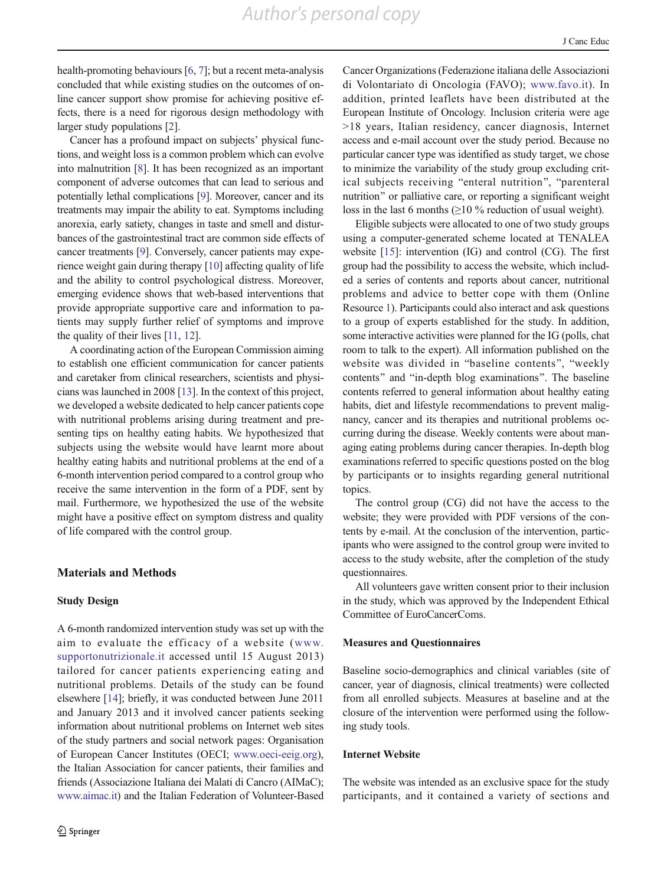health-promoting behaviours [6, 7]; but a recent meta-analysis concluded that while existing studies on the outcomes of online cancer support show promise for achieving positive effects, there is a need for rigorous design methodology with larger study populations [2].

Cancer has a profound impact on subjects' physical functions, and weight loss is a common problem which can evolve into malnutrition [8]. It has been recognized as an important component of adverse outcomes that can lead to serious and potentially lethal complications [9]. Moreover, cancer and its treatments may impair the ability to eat. Symptoms including anorexia, early satiety, changes in taste and smell and disturbances of the gastrointestinal tract are common side effects of cancer treatments [9]. Conversely, cancer patients may experience weight gain during therapy [10] affecting quality of life and the ability to control psychological distress. Moreover, emerging evidence shows that web-based interventions that provide appropriate supportive care and information to patients may supply further relief of symptoms and improve the quality of their lives [11, 12].

A coordinating action of the European Commission aiming to establish one efficient communication for cancer patients and caretaker from clinical researchers, scientists and physicians was launched in 2008 [13]. In the context of this project, we developed a website dedicated to help cancer patients cope with nutritional problems arising during treatment and presenting tips on healthy eating habits. We hypothesized that subjects using the website would have learnt more about healthy eating habits and nutritional problems at the end of a 6-month intervention period compared to a control group who receive the same intervention in the form of a PDF, sent by mail. Furthermore, we hypothesized the use of the website might have a positive effect on symptom distress and quality of life compared with the control group.

## Materials and Methods

### Study Design

A 6-month randomized intervention study was set up with the aim to evaluate the efficacy of a website (www.supportonutrizionale.it accessed until 15 August 2013) tailored for cancer patients experiencing eating and nutritional problems. Details of the study can be found elsewhere [14]; briefly, it was conducted between June 2011 and January 2013 and it involved cancer patients seeking information about nutritional problems on Internet web sites of the study partners and social network pages: Organisation of European Cancer Institutes (OECI; www.oeci-eeig.org), the Italian Association for cancer patients, their families and friends (Associazione Italiana dei Malati di Cancro (AIMaC); www.aimac.it) and the Italian Federation of Volunteer-Based Cancer Organizations (Federazione italiana delle Associazioni di Volontariato di Oncologia (FAVO); www.favo.it). In addition, printed leaflets have been distributed at the European Institute of Oncology. Inclusion criteria were age >18 years, Italian residency, cancer diagnosis, Internet access and e-mail account over the study period. Because no particular cancer type was identified as study target, we chose to minimize the variability of the study group excluding critical subjects receiving "enteral nutrition", "parenteral nutrition" or palliative care, or reporting a significant weight loss in the last 6 months (≥10 % reduction of usual weight).

Eligible subjects were allocated to one of two study groups using a computer-generated scheme located at TENALEA website [15]: intervention (IG) and control (CG). The first group had the possibility to access the website, which included a series of contents and reports about cancer, nutritional problems and advice to better cope with them (Online Resource 1). Participants could also interact and ask questions to a group of experts established for the study. In addition, some interactive activities were planned for the IG (polls, chat room to talk to the expert). All information published on the website was divided in "baseline contents", "weekly contents" and "in-depth blog examinations". The baseline contents referred to general information about healthy eating habits, diet and lifestyle recommendations to prevent malignancy, cancer and its therapies and nutritional problems occurring during the disease. Weekly contents were about managing eating problems during cancer therapies. In-depth blog examinations referred to specific questions posted on the blog by participants or to insights regarding general nutritional topics.

The control group (CG) did not have the access to the website; they were provided with PDF versions of the contents by e-mail. At the conclusion of the intervention, participants who were assigned to the control group were invited to access to the study website, after the completion of the study questionnaires.

All volunteers gave written consent prior to their inclusion in the study, which was approved by the Independent Ethical Committee of EuroCancerComs.

### Measures and Questionnaires

Baseline socio-demographics and clinical variables (site of cancer, year of diagnosis, clinical treatments) were collected from all enrolled subjects. Measures at baseline and at the closure of the intervention were performed using the following study tools.

### Internet Website

The website was intended as an exclusive space for the study participants, and it contained a variety of sections and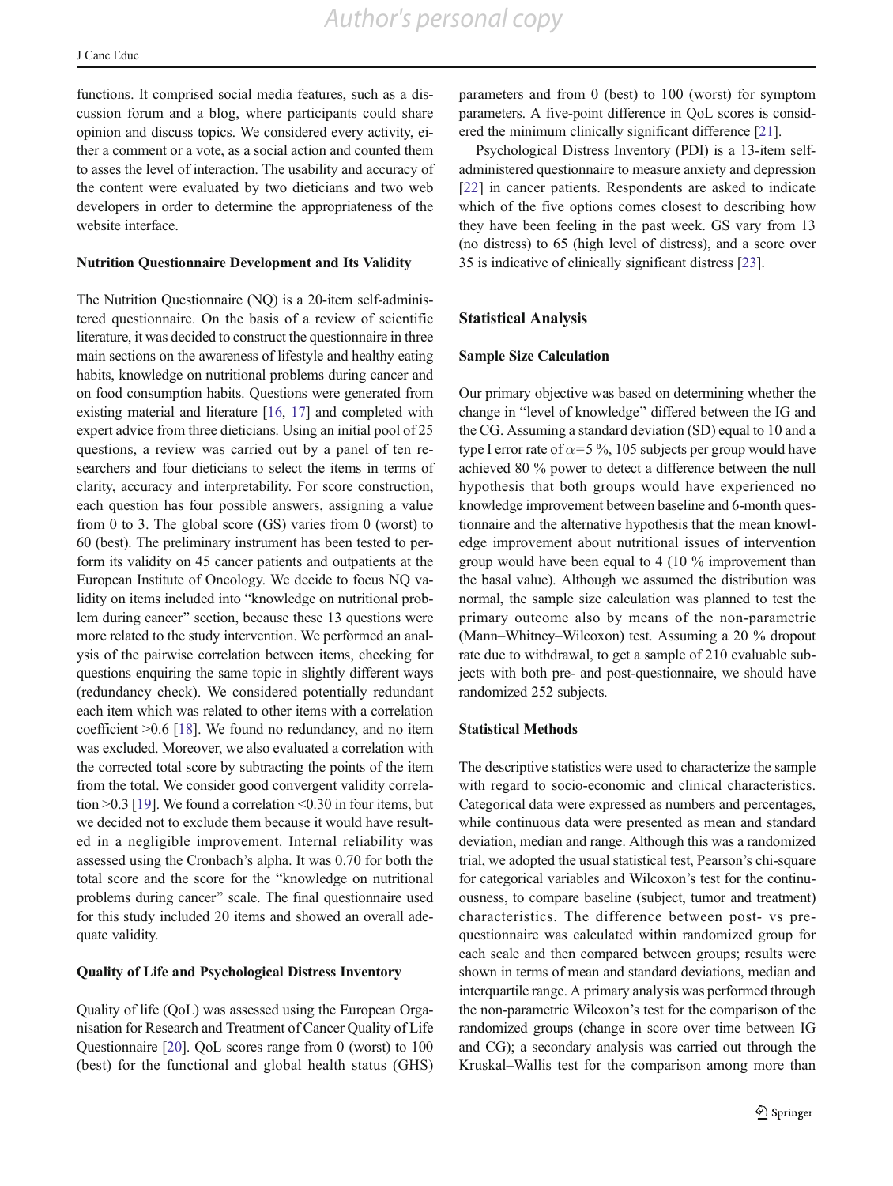functions. It comprised social media features, such as a discussion forum and a blog, where participants could share opinion and discuss topics. We considered every activity, either a comment or a vote, as a social action and counted them to asses the level of interaction. The usability and accuracy of the content were evaluated by two dieticians and two web developers in order to determine the appropriateness of the website interface.

### Nutrition Questionnaire Development and Its Validity

The Nutrition Questionnaire (NQ) is a 20-item self-administered questionnaire. On the basis of a review of scientific literature, it was decided to construct the questionnaire in three main sections on the awareness of lifestyle and healthy eating habits, knowledge on nutritional problems during cancer and on food consumption habits. Questions were generated from existing material and literature [16, 17] and completed with expert advice from three dieticians. Using an initial pool of 25 questions, a review was carried out by a panel of ten researchers and four dieticians to select the items in terms of clarity, accuracy and interpretability. For score construction, each question has four possible answers, assigning a value from 0 to 3. The global score (GS) varies from 0 (worst) to 60 (best). The preliminary instrument has been tested to perform its validity on 45 cancer patients and outpatients at the European Institute of Oncology. We decide to focus NQ validity on items included into "knowledge on nutritional problem during cancer" section, because these 13 questions were more related to the study intervention. We performed an analysis of the pairwise correlation between items, checking for questions enquiring the same topic in slightly different ways (redundancy check). We considered potentially redundant each item which was related to other items with a correlation coefficient >0.6 [18]. We found no redundancy, and no item was excluded. Moreover, we also evaluated a correlation with the corrected total score by subtracting the points of the item from the total. We consider good convergent validity correlation >0.3 [19]. We found a correlation <0.30 in four items, but we decided not to exclude them because it would have resulted in a negligible improvement. Internal reliability was assessed using the Cronbach's alpha. It was 0.70 for both the total score and the score for the "knowledge on nutritional problems during cancer" scale. The final questionnaire used for this study included 20 items and showed an overall adequate validity.

### Quality of Life and Psychological Distress Inventory

Quality of life (QoL) was assessed using the European Organisation for Research and Treatment of Cancer Quality of Life Questionnaire [20]. QoL scores range from 0 (worst) to 100 (best) for the functional and global health status (GHS) parameters and from 0 (best) to 100 (worst) for symptom parameters. A five-point difference in QoL scores is considered the minimum clinically significant difference [21].

Psychological Distress Inventory (PDI) is a 13-item self-administered questionnaire to measure anxiety and depression [22] in cancer patients. Respondents are asked to indicate which of the five options comes closest to describing how they have been feeling in the past week. GS vary from 13 (no distress) to 65 (high level of distress), and a score over 35 is indicative of clinically significant distress [23].

## Statistical Analysis

### Sample Size Calculation

Our primary objective was based on determining whether the change in "level of knowledge" differed between the IG and the CG. Assuming a standard deviation (SD) equal to 10 and a type I error rate of $\alpha$=5 %, 105 subjects per group would have achieved 80 % power to detect a difference between the null hypothesis that both groups would have experienced no knowledge improvement between baseline and 6-month questionnaire and the alternative hypothesis that the mean knowledge improvement about nutritional issues of intervention group would have been equal to 4 (10 % improvement than the basal value). Although we assumed the distribution was normal, the sample size calculation was planned to test the primary outcome also by means of the non-parametric (Mann–Whitney–Wilcoxon) test. Assuming a 20 % dropout rate due to withdrawal, to get a sample of 210 evaluable subjects with both pre- and post-questionnaire, we should have randomized 252 subjects.

### Statistical Methods

The descriptive statistics were used to characterize the sample with regard to socio-economic and clinical characteristics. Categorical data were expressed as numbers and percentages, while continuous data were presented as mean and standard deviation, median and range. Although this was a randomized trial, we adopted the usual statistical test, Pearson's chi-square for categorical variables and Wilcoxon's test for the continuousness, to compare baseline (subject, tumor and treatment) characteristics. The difference between post- vs pre-questionnaire was calculated within randomized group for each scale and then compared between groups; results were shown in terms of mean and standard deviations, median and interquartile range. A primary analysis was performed through the non-parametric Wilcoxon's test for the comparison of the randomized groups (change in score over time between IG and CG); a secondary analysis was carried out through the Kruskal–Wallis test for the comparison among more than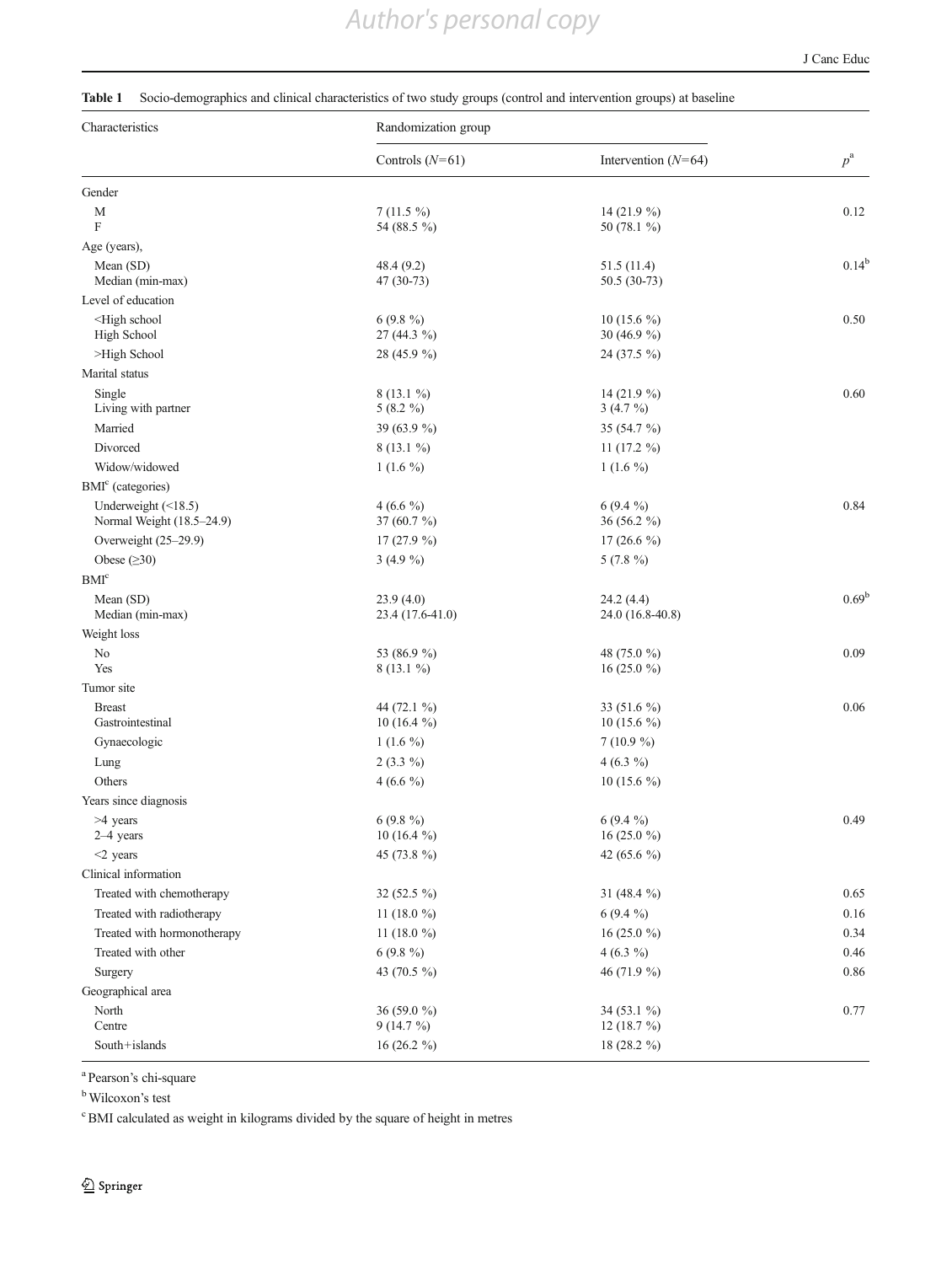**Table 1** Socio-demographics and clinical characteristics of two study groups (control and intervention groups) at baseline

| Characteristics | Randomization group | | |
|---|---|---|---|
| | Controls ($N$=61) | Intervention ($N$=64) | $p$[a] |
| Gender | | | |
| M | 7 (11.5 %) | 14 (21.9 %) | 0.12 |
| F | 54 (88.5 %) | 50 (78.1 %) | |
| Age (years), | | | |
| Mean (SD) | 48.4 (9.2) | 51.5 (11.4) | 0.14[b] |
| Median (min-max) | 47 (30-73) | 50.5 (30-73) | |
| Level of education | | | |
| <High school | 6 (9.8 %) | 10 (15.6 %) | 0.50 |
| High School | 27 (44.3 %) | 30 (46.9 %) | |
| >High School | 28 (45.9 %) | 24 (37.5 %) | |
| Marital status | | | |
| Single | 8 (13.1 %) | 14 (21.9 %) | 0.60 |
| Living with partner | 5 (8.2 %) | 3 (4.7 %) | |
| Married | 39 (63.9 %) | 35 (54.7 %) | |
| Divorced | 8 (13.1 %) | 11 (17.2 %) | |
| Widow/widowed | 1 (1.6 %) | 1 (1.6 %) | |
| BMI[c] (categories) | | | |
| Underweight (<18.5) | 4 (6.6 %) | 6 (9.4 %) | 0.84 |
| Normal Weight (18.5–24.9) | 37 (60.7 %) | 36 (56.2 %) | |
| Overweight (25–29.9) | 17 (27.9 %) | 17 (26.6 %) | |
| Obese (≥30) | 3 (4.9 %) | 5 (7.8 %) | |
| BMI[c] | | | |
| Mean (SD) | 23.9 (4.0) | 24.2 (4.4) | 0.69[b] |
| Median (min-max) | 23.4 (17.6-41.0) | 24.0 (16.8-40.8) | |
| Weight loss | | | |
| No | 53 (86.9 %) | 48 (75.0 %) | 0.09 |
| Yes | 8 (13.1 %) | 16 (25.0 %) | |
| Tumor site | | | |
| Breast | 44 (72.1 %) | 33 (51.6 %) | 0.06 |
| Gastrointestinal | 10 (16.4 %) | 10 (15.6 %) | |
| Gynaecologic | 1 (1.6 %) | 7 (10.9 %) | |
| Lung | 2 (3.3 %) | 4 (6.3 %) | |
| Others | 4 (6.6 %) | 10 (15.6 %) | |
| Years since diagnosis | | | |
| >4 years | 6 (9.8 %) | 6 (9.4 %) | 0.49 |
| 2–4 years | 10 (16.4 %) | 16 (25.0 %) | |
| <2 years | 45 (73.8 %) | 42 (65.6 %) | |
| Clinical information | | | |
| Treated with chemotherapy | 32 (52.5 %) | 31 (48.4 %) | 0.65 |
| Treated with radiotherapy | 11 (18.0 %) | 6 (9.4 %) | 0.16 |
| Treated with hormonotherapy | 11 (18.0 %) | 16 (25.0 %) | 0.34 |
| Treated with other | 6 (9.8 %) | 4 (6.3 %) | 0.46 |
| Surgery | 43 (70.5 %) | 46 (71.9 %) | 0.86 |
| Geographical area | | | |
| North | 36 (59.0 %) | 34 (53.1 %) | 0.77 |
| Centre | 9 (14.7 %) | 12 (18.7 %) | |
| South+islands | 16 (26.2 %) | 18 (28.2 %) | |

[a] Pearson's chi-square

[b] Wilcoxon's test

[c] BMI calculated as weight in kilograms divided by the square of height in metres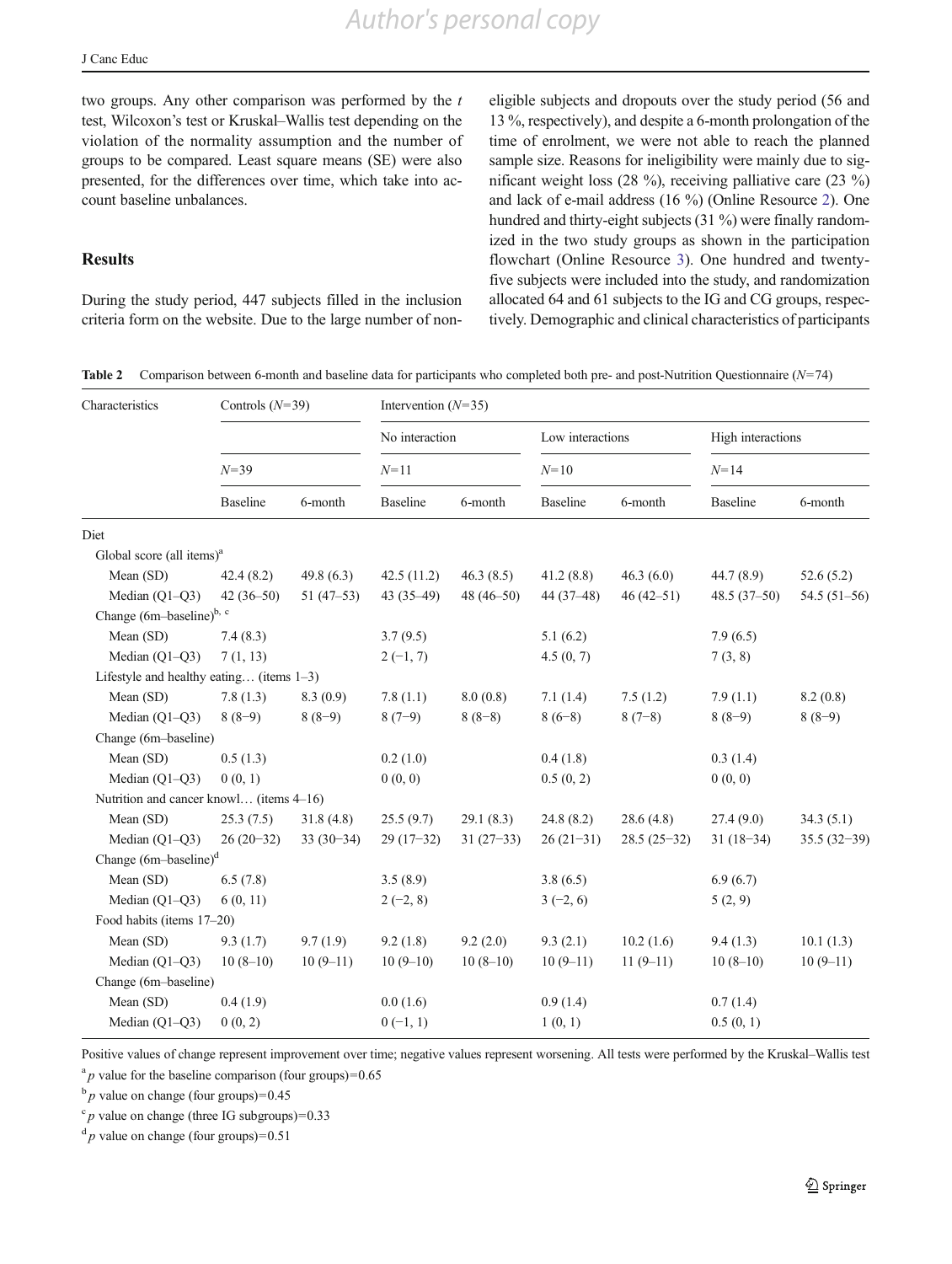two groups. Any other comparison was performed by the *t* test, Wilcoxon's test or Kruskal–Wallis test depending on the violation of the normality assumption and the number of groups to be compared. Least square means (SE) were also presented, for the differences over time, which take into account baseline unbalances.

## Results

During the study period, 447 subjects filled in the inclusion criteria form on the website. Due to the large number of non-eligible subjects and dropouts over the study period (56 and 13 %, respectively), and despite a 6-month prolongation of the time of enrolment, we were not able to reach the planned sample size. Reasons for ineligibility were mainly due to significant weight loss (28 %), receiving palliative care (23 %) and lack of e-mail address (16 %) (Online Resource 2). One hundred and thirty-eight subjects (31 %) were finally randomized in the two study groups as shown in the participation flowchart (Online Resource 3). One hundred and twenty-five subjects were included into the study, and randomization allocated 64 and 61 subjects to the IG and CG groups, respectively. Demographic and clinical characteristics of participants

**Table 2** Comparison between 6-month and baseline data for participants who completed both pre- and post-Nutrition Questionnaire ($N$=74)

| Characteristics | Controls ($N$=39) | | Intervention ($N$=35) | | | | | |
|---|---|---|---|---|---|---|---|---|
| | | | No interaction | | Low interactions | | High interactions | |
| | $N$=39 | | $N$=11 | | $N$=10 | | $N$=14 | |
| | Baseline | 6-month | Baseline | 6-month | Baseline | 6-month | Baseline | 6-month |
| Diet | | | | | | | | |
| Global score (all items)[a] | | | | | | | | |
| Mean (SD) | 42.4 (8.2) | 49.8 (6.3) | 42.5 (11.2) | 46.3 (8.5) | 41.2 (8.8) | 46.3 (6.0) | 44.7 (8.9) | 52.6 (5.2) |
| Median (Q1–Q3) | 42 (36–50) | 51 (47–53) | 43 (35–49) | 48 (46–50) | 44 (37–48) | 46 (42–51) | 48.5 (37–50) | 54.5 (51–56) |
| Change (6m–baseline)[b, c] | | | | | | | | |
| Mean (SD) | 7.4 (8.3) | | 3.7 (9.5) | | 5.1 (6.2) | | 7.9 (6.5) | |
| Median (Q1–Q3) | 7 (1, 13) | | 2 (−1, 7) | | 4.5 (0, 7) | | 7 (3, 8) | |
| Lifestyle and healthy eating… (items 1–3) | | | | | | | | |
| Mean (SD) | 7.8 (1.3) | 8.3 (0.9) | 7.8 (1.1) | 8.0 (0.8) | 7.1 (1.4) | 7.5 (1.2) | 7.9 (1.1) | 8.2 (0.8) |
| Median (Q1–Q3) | 8 (8−9) | 8 (8−9) | 8 (7−9) | 8 (8−8) | 8 (6−8) | 8 (7−8) | 8 (8−9) | 8 (8−9) |
| Change (6m–baseline) | | | | | | | | |
| Mean (SD) | 0.5 (1.3) | | 0.2 (1.0) | | 0.4 (1.8) | | 0.3 (1.4) | |
| Median (Q1–Q3) | 0 (0, 1) | | 0 (0, 0) | | 0.5 (0, 2) | | 0 (0, 0) | |
| Nutrition and cancer knowl… (items 4–16) | | | | | | | | |
| Mean (SD) | 25.3 (7.5) | 31.8 (4.8) | 25.5 (9.7) | 29.1 (8.3) | 24.8 (8.2) | 28.6 (4.8) | 27.4 (9.0) | 34.3 (5.1) |
| Median (Q1–Q3) | 26 (20−32) | 33 (30−34) | 29 (17−32) | 31 (27−33) | 26 (21−31) | 28.5 (25−32) | 31 (18−34) | 35.5 (32−39) |
| Change (6m–baseline)[d] | | | | | | | | |
| Mean (SD) | 6.5 (7.8) | | 3.5 (8.9) | | 3.8 (6.5) | | 6.9 (6.7) | |
| Median (Q1–Q3) | 6 (0, 11) | | 2 (−2, 8) | | 3 (−2, 6) | | 5 (2, 9) | |
| Food habits (items 17–20) | | | | | | | | |
| Mean (SD) | 9.3 (1.7) | 9.7 (1.9) | 9.2 (1.8) | 9.2 (2.0) | 9.3 (2.1) | 10.2 (1.6) | 9.4 (1.3) | 10.1 (1.3) |
| Median (Q1–Q3) | 10 (8–10) | 10 (9–11) | 10 (9–10) | 10 (8–10) | 10 (9–11) | 11 (9–11) | 10 (8–10) | 10 (9–11) |
| Change (6m–baseline) | | | | | | | | |
| Mean (SD) | 0.4 (1.9) | | 0.0 (1.6) | | 0.9 (1.4) | | 0.7 (1.4) | |
| Median (Q1–Q3) | 0 (0, 2) | | 0 (−1, 1) | | 1 (0, 1) | | 0.5 (0, 1) | |

Positive values of change represent improvement over time; negative values represent worsening. All tests were performed by the Kruskal–Wallis test

[a] $p$ value for the baseline comparison (four groups)=0.65

[b] $p$ value on change (four groups)=0.45

[c] $p$ value on change (three IG subgroups)=0.33

[d] $p$ value on change (four groups)=0.51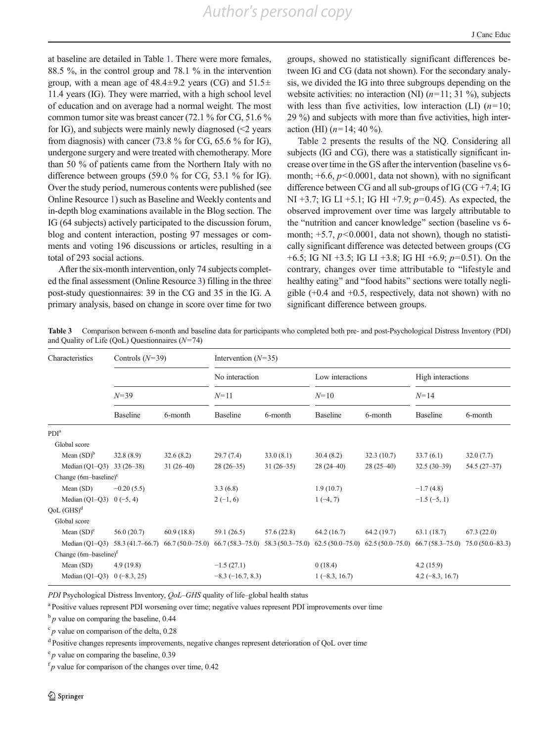at baseline are detailed in Table 1. There were more females, 88.5 %, in the control group and 78.1 % in the intervention group, with a mean age of 48.4±9.2 years (CG) and 51.5±11.4 years (IG). They were married, with a high school level of education and on average had a normal weight. The most common tumor site was breast cancer (72.1 % for CG, 51.6 % for IG), and subjects were mainly newly diagnosed (<2 years from diagnosis) with cancer (73.8 % for CG, 65.6 % for IG), undergone surgery and were treated with chemotherapy. More than 50 % of patients came from the Northern Italy with no difference between groups (59.0 % for CG, 53.1 % for IG). Over the study period, numerous contents were published (see Online Resource 1) such as Baseline and Weekly contents and in-depth blog examinations available in the Blog section. The IG (64 subjects) actively participated to the discussion forum, blog and content interaction, posting 97 messages or comments and voting 196 discussions or articles, resulting in a total of 293 social actions.

After the six-month intervention, only 74 subjects completed the final assessment (Online Resource 3) filling in the three post-study questionnaires: 39 in the CG and 35 in the IG. A primary analysis, based on change in score over time for two groups, showed no statistically significant differences between IG and CG (data not shown). For the secondary analysis, we divided the IG into three subgroups depending on the website activities: no interaction (NI) ($n$=11; 31 %), subjects with less than five activities, low interaction (LI) ($n$=10; 29 %) and subjects with more than five activities, high interaction (HI) ($n$=14; 40 %).

Table 2 presents the results of the NQ. Considering all subjects (IG and CG), there was a statistically significant increase over time in the GS after the intervention (baseline vs 6-month; +6.6, $p<0.0001$, data not shown), with no significant difference between CG and all sub-groups of IG (CG +7.4; IG NI +3.7; IG LI +5.1; IG HI +7.9; $p$=0.45). As expected, the observed improvement over time was largely attributable to the "nutrition and cancer knowledge" section (baseline vs 6-month; +5.7, $p<0.0001$, data not shown), though no statistically significant difference was detected between groups (CG +6.5; IG NI +3.5; IG LI +3.8; IG HI +6.9; $p$=0.51). On the contrary, changes over time attributable to "lifestyle and healthy eating" and "food habits" sections were totally negligible (+0.4 and +0.5, respectively, data not shown) with no significant difference between groups.

**Table 3** Comparison between 6-month and baseline data for participants who completed both pre- and post-Psychological Distress Inventory (PDI) and Quality of Life (QoL) Questionnaires ($N$=74)

| Characteristics | Controls ($N$=39) | | Intervention ($N$=35) | | | | | |
|---|---|---|---|---|---|---|---|---|
| | | | No interaction | | Low interactions | | High interactions | |
| | $N$=39 | | $N$=11 | | $N$=10 | | $N$=14 | |
| | Baseline | 6-month | Baseline | 6-month | Baseline | 6-month | Baseline | 6-month |
| PDI[a] | | | | | | | | |
| Global score | | | | | | | | |
| Mean (SD)[b] | 32.8 (8.9) | 32.6 (8.2) | 29.7 (7.4) | 33.0 (8.1) | 30.4 (8.2) | 32.3 (10.7) | 33.7 (6.1) | 32.0 (7.7) |
| Median (Q1–Q3) | 33 (26–38) | 31 (26–40) | 28 (26–35) | 31 (26–35) | 28 (24–40) | 28 (25–40) | 32.5 (30–39) | 54.5 (27–37) |
| Change (6m–baseline)[c] | | | | | | | | |
| Mean (SD) | −0.20 (5.5) | | 3.3 (6.8) | | 1.9 (10.7) | | −1.7 (4.8) | |
| Median (Q1–Q3) | 0 (−5, 4) | | 2 (−1, 6) | | 1 (−4, 7) | | −1.5 (−5, 1) | |
| QoL (GHS)[d] | | | | | | | | |
| Global score | | | | | | | | |
| Mean (SD)[e] | 56.0 (20.7) | 60.9 (18.8) | 59.1 (26.5) | 57.6 (22.8) | 64.2 (16.7) | 64.2 (19.7) | 63.1 (18.7) | 67.3 (22.0) |
| Median (Q1–Q3) | 58.3 (41.7–66.7) | 66.7 (50.0–75.0) | 66.7 (58.3–75.0) | 58.3 (50.3–75.0) | 62.5 (50.0–75.0) | 62.5 (50.0–75.0) | 66.7 (58.3–75.0) | 75.0 (50.0–83.3) |
| Change (6m–baseline)[f] | | | | | | | | |
| Mean (SD) | 4.9 (19.8) | | −1.5 (27.1) | | 0 (18.4) | | 4.2 (15.9) | |
| Median (Q1–Q3) | 0 (−8.3, 25) | | −8.3 (−16.7, 8.3) | | 1 (−8.3, 16.7) | | 4.2 (−8.3, 16.7) | |

*PDI* Psychological Distress Inventory, *QoL–GHS* quality of life–global health status

[a] Positive values represent PDI worsening over time; negative values represent PDI improvements over time

[b] $p$ value on comparing the baseline, 0.44

[c] $p$ value on comparison of the delta, 0.28

[d] Positive changes represents improvements, negative changes represent deterioration of QoL over time

[e] $p$ value on comparing the baseline, 0.39

[f] $p$ value for comparison of the changes over time, 0.42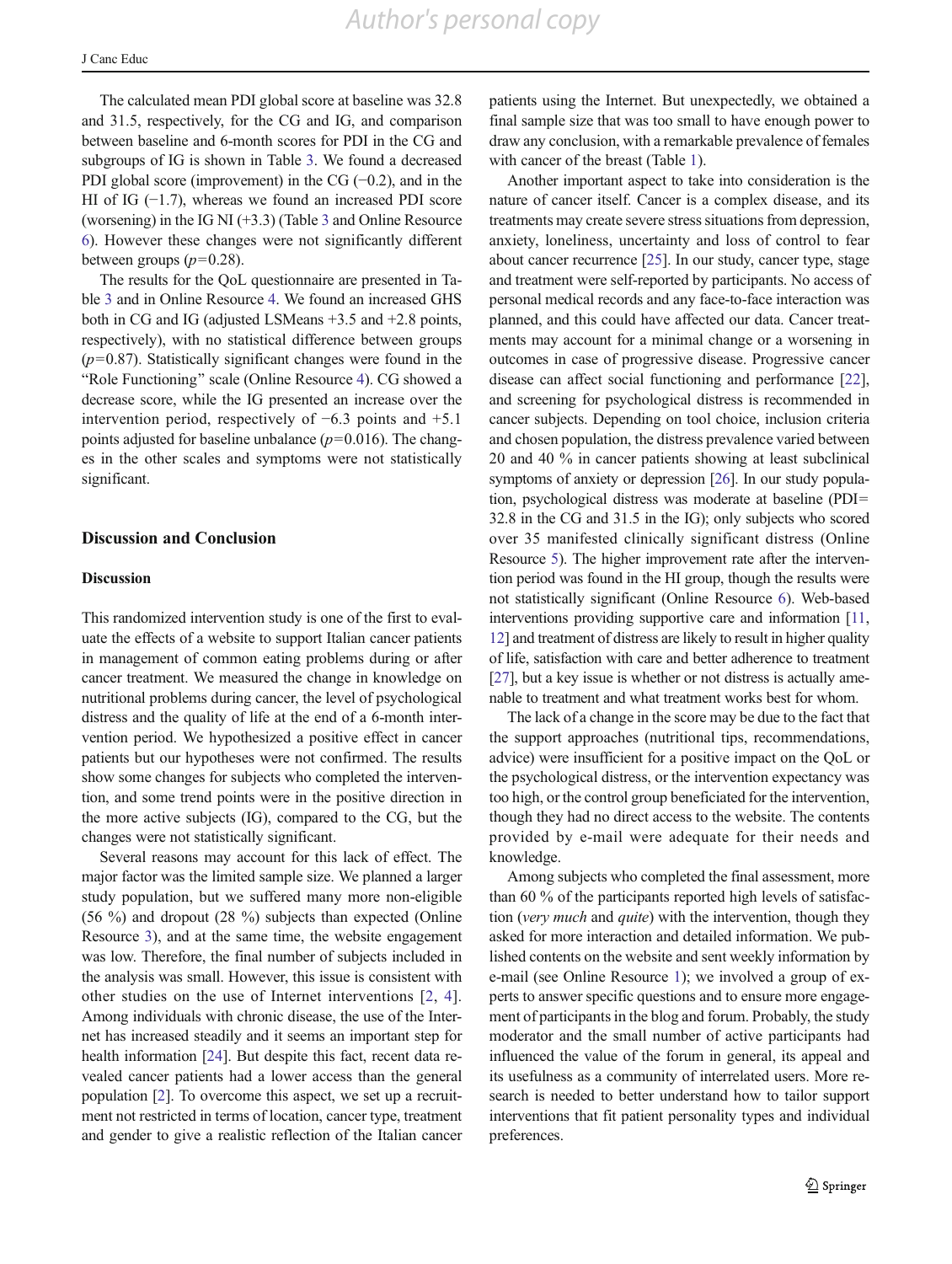The calculated mean PDI global score at baseline was 32.8 and 31.5, respectively, for the CG and IG, and comparison between baseline and 6-month scores for PDI in the CG and subgroups of IG is shown in Table 3. We found a decreased PDI global score (improvement) in the CG (−0.2), and in the HI of IG (−1.7), whereas we found an increased PDI score (worsening) in the IG NI (+3.3) (Table 3 and Online Resource 6). However these changes were not significantly different between groups ($p$=0.28).

The results for the QoL questionnaire are presented in Table 3 and in Online Resource 4. We found an increased GHS both in CG and IG (adjusted LSMeans +3.5 and +2.8 points, respectively), with no statistical difference between groups ($p$=0.87). Statistically significant changes were found in the "Role Functioning" scale (Online Resource 4). CG showed a decrease score, while the IG presented an increase over the intervention period, respectively of −6.3 points and +5.1 points adjusted for baseline unbalance ($p$=0.016). The changes in the other scales and symptoms were not statistically significant.

## Discussion and Conclusion

### Discussion

This randomized intervention study is one of the first to evaluate the effects of a website to support Italian cancer patients in management of common eating problems during or after cancer treatment. We measured the change in knowledge on nutritional problems during cancer, the level of psychological distress and the quality of life at the end of a 6-month intervention period. We hypothesized a positive effect in cancer patients but our hypotheses were not confirmed. The results show some changes for subjects who completed the intervention, and some trend points were in the positive direction in the more active subjects (IG), compared to the CG, but the changes were not statistically significant.

Several reasons may account for this lack of effect. The major factor was the limited sample size. We planned a larger study population, but we suffered many more non-eligible (56 %) and dropout (28 %) subjects than expected (Online Resource 3), and at the same time, the website engagement was low. Therefore, the final number of subjects included in the analysis was small. However, this issue is consistent with other studies on the use of Internet interventions [2, 4]. Among individuals with chronic disease, the use of the Internet has increased steadily and it seems an important step for health information [24]. But despite this fact, recent data revealed cancer patients had a lower access than the general population [2]. To overcome this aspect, we set up a recruitment not restricted in terms of location, cancer type, treatment and gender to give a realistic reflection of the Italian cancer patients using the Internet. But unexpectedly, we obtained a final sample size that was too small to have enough power to draw any conclusion, with a remarkable prevalence of females with cancer of the breast (Table 1).

Another important aspect to take into consideration is the nature of cancer itself. Cancer is a complex disease, and its treatments may create severe stress situations from depression, anxiety, loneliness, uncertainty and loss of control to fear about cancer recurrence [25]. In our study, cancer type, stage and treatment were self-reported by participants. No access of personal medical records and any face-to-face interaction was planned, and this could have affected our data. Cancer treatments may account for a minimal change or a worsening in outcomes in case of progressive disease. Progressive cancer disease can affect social functioning and performance [22], and screening for psychological distress is recommended in cancer subjects. Depending on tool choice, inclusion criteria and chosen population, the distress prevalence varied between 20 and 40 % in cancer patients showing at least subclinical symptoms of anxiety or depression [26]. In our study population, psychological distress was moderate at baseline (PDI= 32.8 in the CG and 31.5 in the IG); only subjects who scored over 35 manifested clinically significant distress (Online Resource 5). The higher improvement rate after the intervention period was found in the HI group, though the results were not statistically significant (Online Resource 6). Web-based interventions providing supportive care and information [11, 12] and treatment of distress are likely to result in higher quality of life, satisfaction with care and better adherence to treatment [27], but a key issue is whether or not distress is actually amenable to treatment and what treatment works best for whom.

The lack of a change in the score may be due to the fact that the support approaches (nutritional tips, recommendations, advice) were insufficient for a positive impact on the QoL or the psychological distress, or the intervention expectancy was too high, or the control group beneficiated for the intervention, though they had no direct access to the website. The contents provided by e-mail were adequate for their needs and knowledge.

Among subjects who completed the final assessment, more than 60 % of the participants reported high levels of satisfaction (*very much* and *quite*) with the intervention, though they asked for more interaction and detailed information. We published contents on the website and sent weekly information by e-mail (see Online Resource 1); we involved a group of experts to answer specific questions and to ensure more engagement of participants in the blog and forum. Probably, the study moderator and the small number of active participants had influenced the value of the forum in general, its appeal and its usefulness as a community of interrelated users. More research is needed to better understand how to tailor support interventions that fit patient personality types and individual preferences.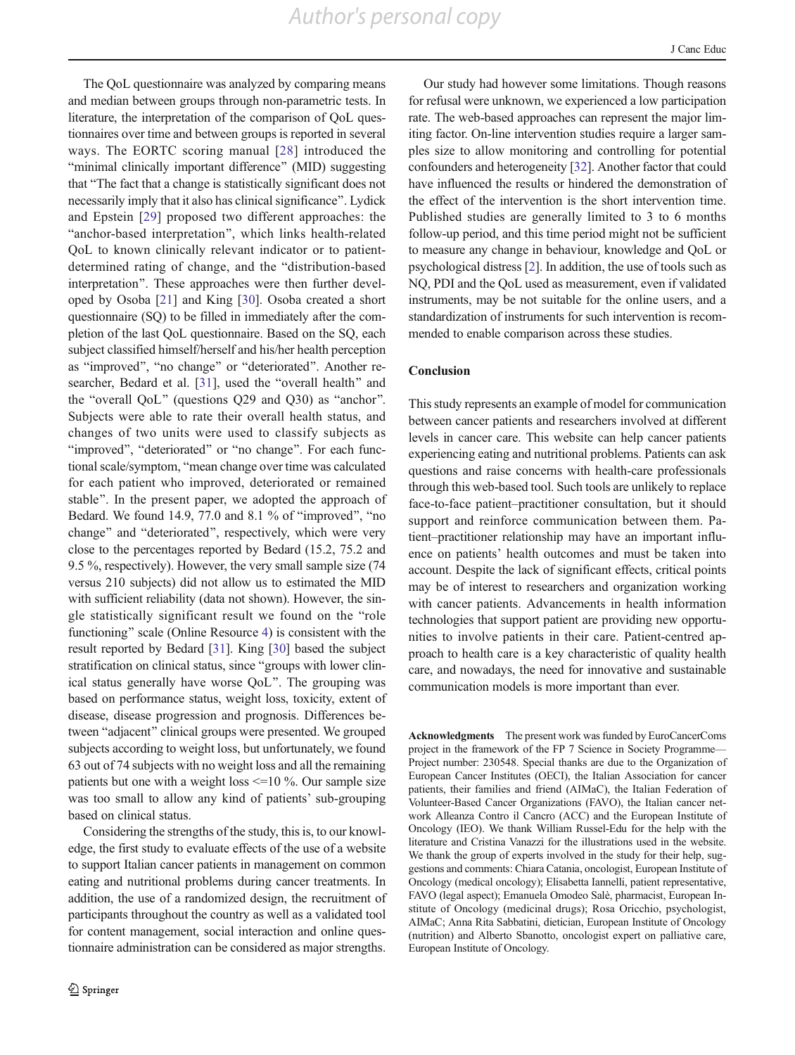The QoL questionnaire was analyzed by comparing means and median between groups through non-parametric tests. In literature, the interpretation of the comparison of QoL questionnaires over time and between groups is reported in several ways. The EORTC scoring manual [28] introduced the "minimal clinically important difference" (MID) suggesting that "The fact that a change is statistically significant does not necessarily imply that it also has clinical significance". Lydick and Epstein [29] proposed two different approaches: the "anchor-based interpretation", which links health-related QoL to known clinically relevant indicator or to patient-determined rating of change, and the "distribution-based interpretation". These approaches were then further developed by Osoba [21] and King [30]. Osoba created a short questionnaire (SQ) to be filled in immediately after the completion of the last QoL questionnaire. Based on the SQ, each subject classified himself/herself and his/her health perception as "improved", "no change" or "deteriorated". Another researcher, Bedard et al. [31], used the "overall health" and the "overall QoL" (questions Q29 and Q30) as "anchor". Subjects were able to rate their overall health status, and changes of two units were used to classify subjects as "improved", "deteriorated" or "no change". For each functional scale/symptom, "mean change over time was calculated for each patient who improved, deteriorated or remained stable". In the present paper, we adopted the approach of Bedard. We found 14.9, 77.0 and 8.1 % of "improved", "no change" and "deteriorated", respectively, which were very close to the percentages reported by Bedard (15.2, 75.2 and 9.5 %, respectively). However, the very small sample size (74 versus 210 subjects) did not allow us to estimated the MID with sufficient reliability (data not shown). However, the single statistically significant result we found on the "role functioning" scale (Online Resource 4) is consistent with the result reported by Bedard [31]. King [30] based the subject stratification on clinical status, since "groups with lower clinical status generally have worse QoL". The grouping was based on performance status, weight loss, toxicity, extent of disease, disease progression and prognosis. Differences between "adjacent" clinical groups were presented. We grouped subjects according to weight loss, but unfortunately, we found 63 out of 74 subjects with no weight loss and all the remaining patients but one with a weight loss <=10 %. Our sample size was too small to allow any kind of patients' sub-grouping based on clinical status.

Considering the strengths of the study, this is, to our knowledge, the first study to evaluate effects of the use of a website to support Italian cancer patients in management on common eating and nutritional problems during cancer treatments. In addition, the use of a randomized design, the recruitment of participants throughout the country as well as a validated tool for content management, social interaction and online questionnaire administration can be considered as major strengths.

Our study had however some limitations. Though reasons for refusal were unknown, we experienced a low participation rate. The web-based approaches can represent the major limiting factor. On-line intervention studies require a larger samples size to allow monitoring and controlling for potential confounders and heterogeneity [32]. Another factor that could have influenced the results or hindered the demonstration of the effect of the intervention is the short intervention time. Published studies are generally limited to 3 to 6 months follow-up period, and this time period might not be sufficient to measure any change in behaviour, knowledge and QoL or psychological distress [2]. In addition, the use of tools such as NQ, PDI and the QoL used as measurement, even if validated instruments, may be not suitable for the online users, and a standardization of instruments for such intervention is recommended to enable comparison across these studies.

## Conclusion

This study represents an example of model for communication between cancer patients and researchers involved at different levels in cancer care. This website can help cancer patients experiencing eating and nutritional problems. Patients can ask questions and raise concerns with health-care professionals through this web-based tool. Such tools are unlikely to replace face-to-face patient–practitioner consultation, but it should support and reinforce communication between them. Patient–practitioner relationship may have an important influence on patients' health outcomes and must be taken into account. Despite the lack of significant effects, critical points may be of interest to researchers and organization working with cancer patients. Advancements in health information technologies that support patient are providing new opportunities to involve patients in their care. Patient-centred approach to health care is a key characteristic of quality health care, and nowadays, the need for innovative and sustainable communication models is more important than ever.

**Acknowledgments** The present work was funded by EuroCancerComs project in the framework of the FP 7 Science in Society Programme—Project number: 230548. Special thanks are due to the Organization of European Cancer Institutes (OECI), the Italian Association for cancer patients, their families and friend (AIMaC), the Italian Federation of Volunteer-Based Cancer Organizations (FAVO), the Italian cancer network Alleanza Contro il Cancro (ACC) and the European Institute of Oncology (IEO). We thank William Russel-Edu for the help with the literature and Cristina Vanazzi for the illustrations used in the website. We thank the group of experts involved in the study for their help, suggestions and comments: Chiara Catania, oncologist, European Institute of Oncology (medical oncology); Elisabetta Iannelli, patient representative, FAVO (legal aspect); Emanuela Omodeo Salè, pharmacist, European Institute of Oncology (medicinal drugs); Rosa Oricchio, psychologist, AIMaC; Anna Rita Sabbatini, dietician, European Institute of Oncology (nutrition) and Alberto Sbanotto, oncologist expert on palliative care, European Institute of Oncology.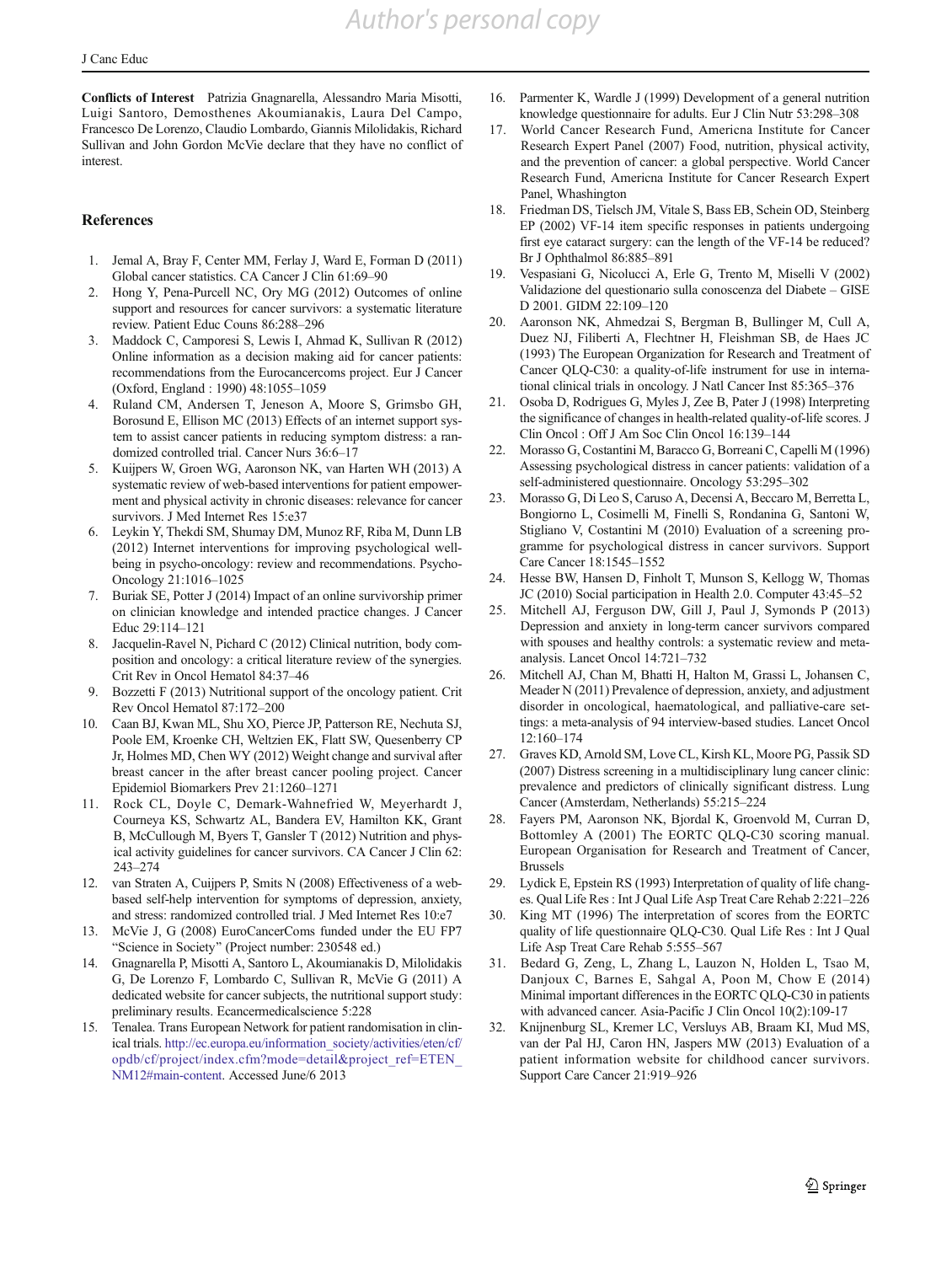**Conflicts of Interest** Patrizia Gnagnarella, Alessandro Maria Misotti, Luigi Santoro, Demosthenes Akoumianakis, Laura Del Campo, Francesco De Lorenzo, Claudio Lombardo, Giannis Milolidakis, Richard Sullivan and John Gordon McVie declare that they have no conflict of interest.

## References

1. Jemal A, Bray F, Center MM, Ferlay J, Ward E, Forman D (2011) Global cancer statistics. CA Cancer J Clin 61:69–90
2. Hong Y, Pena-Purcell NC, Ory MG (2012) Outcomes of online support and resources for cancer survivors: a systematic literature review. Patient Educ Couns 86:288–296
3. Maddock C, Camporesi S, Lewis I, Ahmad K, Sullivan R (2012) Online information as a decision making aid for cancer patients: recommendations from the Eurocancercoms project. Eur J Cancer (Oxford, England : 1990) 48:1055–1059
4. Ruland CM, Andersen T, Jeneson A, Moore S, Grimsbo GH, Borosund E, Ellison MC (2013) Effects of an internet support system to assist cancer patients in reducing symptom distress: a randomized controlled trial. Cancer Nurs 36:6–17
5. Kuijpers W, Groen WG, Aaronson NK, van Harten WH (2013) A systematic review of web-based interventions for patient empowerment and physical activity in chronic diseases: relevance for cancer survivors. J Med Internet Res 15:e37
6. Leykin Y, Thekdi SM, Shumay DM, Munoz RF, Riba M, Dunn LB (2012) Internet interventions for improving psychological well-being in psycho-oncology: review and recommendations. Psycho-Oncology 21:1016–1025
7. Buriak SE, Potter J (2014) Impact of an online survivorship primer on clinician knowledge and intended practice changes. J Cancer Educ 29:114–121
8. Jacquelin-Ravel N, Pichard C (2012) Clinical nutrition, body composition and oncology: a critical literature review of the synergies. Crit Rev in Oncol Hematol 84:37–46
9. Bozzetti F (2013) Nutritional support of the oncology patient. Crit Rev Oncol Hematol 87:172–200
10. Caan BJ, Kwan ML, Shu XO, Pierce JP, Patterson RE, Nechuta SJ, Poole EM, Kroenke CH, Weltzien EK, Flatt SW, Quesenberry CP Jr, Holmes MD, Chen WY (2012) Weight change and survival after breast cancer in the after breast cancer pooling project. Cancer Epidemiol Biomarkers Prev 21:1260–1271
11. Rock CL, Doyle C, Demark-Wahnefried W, Meyerhardt J, Courneya KS, Schwartz AL, Bandera EV, Hamilton KK, Grant B, McCullough M, Byers T, Gansler T (2012) Nutrition and physical activity guidelines for cancer survivors. CA Cancer J Clin 62: 243–274
12. van Straten A, Cuijpers P, Smits N (2008) Effectiveness of a web-based self-help intervention for symptoms of depression, anxiety, and stress: randomized controlled trial. J Med Internet Res 10:e7
13. McVie J, G (2008) EuroCancerComs funded under the EU FP7 "Science in Society" (Project number: 230548 ed.)
14. Gnagnarella P, Misotti A, Santoro L, Akoumianakis D, Milolidakis G, De Lorenzo F, Lombardo C, Sullivan R, McVie G (2011) A dedicated website for cancer subjects, the nutritional support study: preliminary results. Ecancermedicalscience 5:228
15. Tenalea. Trans European Network for patient randomisation in clinical trials. http://ec.europa.eu/information_society/activities/eten/cf/opdb/cf/project/index.cfm?mode=detail&project_ref=ETEN_NM12#main-content. Accessed June/6 2013
16. Parmenter K, Wardle J (1999) Development of a general nutrition knowledge questionnaire for adults. Eur J Clin Nutr 53:298–308
17. World Cancer Research Fund, Americna Institute for Cancer Research Expert Panel (2007) Food, nutrition, physical activity, and the prevention of cancer: a global perspective. World Cancer Research Fund, Americna Institute for Cancer Research Expert Panel, Whashington
18. Friedman DS, Tielsch JM, Vitale S, Bass EB, Schein OD, Steinberg EP (2002) VF-14 item specific responses in patients undergoing first eye cataract surgery: can the length of the VF-14 be reduced? Br J Ophthalmol 86:885–891
19. Vespasiani G, Nicolucci A, Erle G, Trento M, Miselli V (2002) Validazione del questionario sulla conoscenza del Diabete – GISED 2001. GIDM 22:109–120
20. Aaronson NK, Ahmedzai S, Bergman B, Bullinger M, Cull A, Duez NJ, Filiberti A, Flechtner H, Fleishman SB, de Haes JC (1993) The European Organization for Research and Treatment of Cancer QLQ-C30: a quality-of-life instrument for use in international clinical trials in oncology. J Natl Cancer Inst 85:365–376
21. Osoba D, Rodrigues G, Myles J, Zee B, Pater J (1998) Interpreting the significance of changes in health-related quality-of-life scores. J Clin Oncol : Off J Am Soc Clin Oncol 16:139–144
22. Morasso G, Costantini M, Baracco G, Borreani C, Capelli M (1996) Assessing psychological distress in cancer patients: validation of a self-administered questionnaire. Oncology 53:295–302
23. Morasso G, Di Leo S, Caruso A, Decensi A, Beccaro M, Berretta L, Bongiorno L, Cosimelli M, Finelli S, Rondanina G, Santoni W, Stigliano V, Costantini M (2010) Evaluation of a screening programme for psychological distress in cancer survivors. Support Care Cancer 18:1545–1552
24. Hesse BW, Hansen D, Finholt T, Munson S, Kellogg W, Thomas JC (2010) Social participation in Health 2.0. Computer 43:45–52
25. Mitchell AJ, Ferguson DW, Gill J, Paul J, Symonds P (2013) Depression and anxiety in long-term cancer survivors compared with spouses and healthy controls: a systematic review and meta-analysis. Lancet Oncol 14:721–732
26. Mitchell AJ, Chan M, Bhatti H, Halton M, Grassi L, Johansen C, Meader N (2011) Prevalence of depression, anxiety, and adjustment disorder in oncological, haematological, and palliative-care settings: a meta-analysis of 94 interview-based studies. Lancet Oncol 12:160–174
27. Graves KD, Arnold SM, Love CL, Kirsh KL, Moore PG, Passik SD (2007) Distress screening in a multidisciplinary lung cancer clinic: prevalence and predictors of clinically significant distress. Lung Cancer (Amsterdam, Netherlands) 55:215–224
28. Fayers PM, Aaronson NK, Bjordal K, Groenvold M, Curran D, Bottomley A (2001) The EORTC QLQ-C30 scoring manual. European Organisation for Research and Treatment of Cancer, Brussels
29. Lydick E, Epstein RS (1993) Interpretation of quality of life changes. Qual Life Res : Int J Qual Life Asp Treat Care Rehab 2:221–226
30. King MT (1996) The interpretation of scores from the EORTC quality of life questionnaire QLQ-C30. Qual Life Res : Int J Qual Life Asp Treat Care Rehab 5:555–567
31. Bedard G, Zeng, L, Zhang L, Lauzon N, Holden L, Tsao M, Danjoux C, Barnes E, Sahgal A, Poon M, Chow E (2014) Minimal important differences in the EORTC QLQ-C30 in patients with advanced cancer. Asia-Pacific J Clin Oncol 10(2):109-17
32. Knijnenburg SL, Kremer LC, Versluys AB, Braam KI, Mud MS, van der Pal HJ, Caron HN, Jaspers MW (2013) Evaluation of a patient information website for childhood cancer survivors. Support Care Cancer 21:919–926